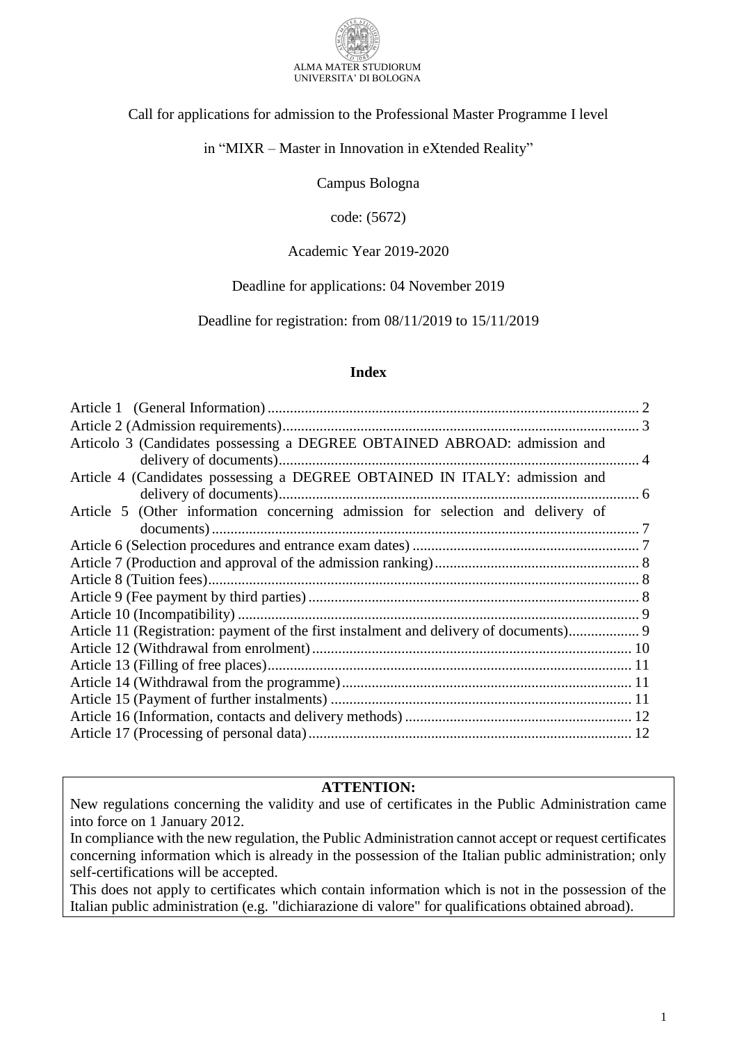ALMA MATER STUDIORUM
UNIVERSITA' DI BOLOGNA

Call for applications for admission to the Professional Master Programme I level

in "MIXR – Master in Innovation in eXtended Reality"

Campus Bologna

code: (5672)

Academic Year 2019-2020

Deadline for applications: 04 November 2019

Deadline for registration: from 08/11/2019 to 15/11/2019

## Index

- Article 1 (General Information) .......... 2
- Article 2 (Admission requirements) .......... 3
- Articolo 3 (Candidates possessing a DEGREE OBTAINED ABROAD: admission and delivery of documents) .......... 4
- Article 4 (Candidates possessing a DEGREE OBTAINED IN ITALY: admission and delivery of documents) .......... 6
- Article 5 (Other information concerning admission for selection and delivery of documents) .......... 7
- Article 6 (Selection procedures and entrance exam dates) .......... 7
- Article 7 (Production and approval of the admission ranking) .......... 8
- Article 8 (Tuition fees) .......... 8
- Article 9 (Fee payment by third parties) .......... 8
- Article 10 (Incompatibility) .......... 9
- Article 11 (Registration: payment of the first instalment and delivery of documents) .......... 9
- Article 12 (Withdrawal from enrolment) .......... 10
- Article 13 (Filling of free places) .......... 11
- Article 14 (Withdrawal from the programme) .......... 11
- Article 15 (Payment of further instalments) .......... 11
- Article 16 (Information, contacts and delivery methods) .......... 12
- Article 17 (Processing of personal data) .......... 12

**ATTENTION:**

New regulations concerning the validity and use of certificates in the Public Administration came into force on 1 January 2012.

In compliance with the new regulation, the Public Administration cannot accept or request certificates concerning information which is already in the possession of the Italian public administration; only self-certifications will be accepted.

This does not apply to certificates which contain information which is not in the possession of the Italian public administration (e.g. "dichiarazione di valore" for qualifications obtained abroad).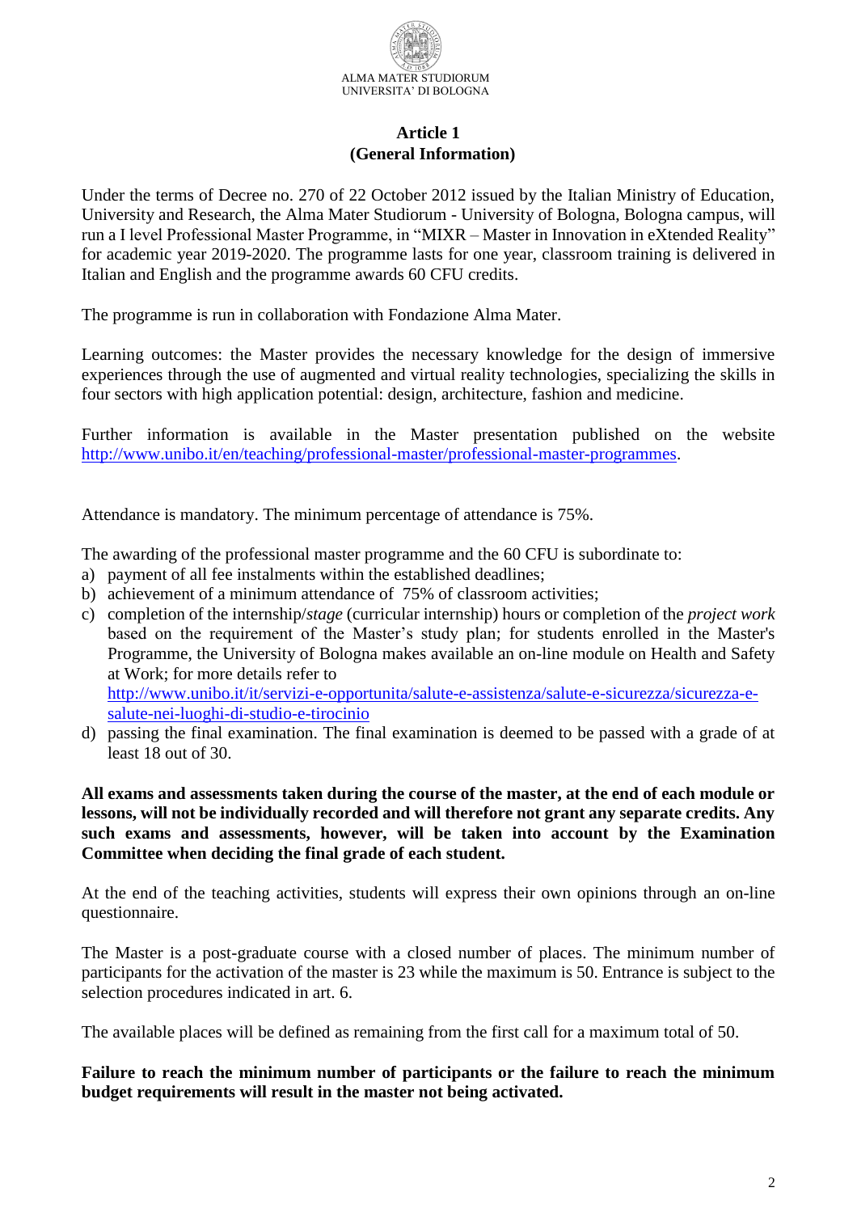## Article 1
## (General Information)

Under the terms of Decree no. 270 of 22 October 2012 issued by the Italian Ministry of Education, University and Research, the Alma Mater Studiorum - University of Bologna, Bologna campus, will run a I level Professional Master Programme, in "MIXR – Master in Innovation in eXtended Reality" for academic year 2019-2020. The programme lasts for one year, classroom training is delivered in Italian and English and the programme awards 60 CFU credits.

The programme is run in collaboration with Fondazione Alma Mater.

Learning outcomes: the Master provides the necessary knowledge for the design of immersive experiences through the use of augmented and virtual reality technologies, specializing the skills in four sectors with high application potential: design, architecture, fashion and medicine.

Further information is available in the Master presentation published on the website http://www.unibo.it/en/teaching/professional-master/professional-master-programmes.

Attendance is mandatory. The minimum percentage of attendance is 75%.

The awarding of the professional master programme and the 60 CFU is subordinate to:

a) payment of all fee instalments within the established deadlines;
b) achievement of a minimum attendance of 75% of classroom activities;
c) completion of the internship/*stage* (curricular internship) hours or completion of the *project work* based on the requirement of the Master's study plan; for students enrolled in the Master's Programme, the University of Bologna makes available an on-line module on Health and Safety at Work; for more details refer to http://www.unibo.it/it/servizi-e-opportunita/salute-e-assistenza/salute-e-sicurezza/sicurezza-e-salute-nei-luoghi-di-studio-e-tirocinio
d) passing the final examination. The final examination is deemed to be passed with a grade of at least 18 out of 30.

**All exams and assessments taken during the course of the master, at the end of each module or lessons, will not be individually recorded and will therefore not grant any separate credits. Any such exams and assessments, however, will be taken into account by the Examination Committee when deciding the final grade of each student.**

At the end of the teaching activities, students will express their own opinions through an on-line questionnaire.

The Master is a post-graduate course with a closed number of places. The minimum number of participants for the activation of the master is 23 while the maximum is 50. Entrance is subject to the selection procedures indicated in art. 6.

The available places will be defined as remaining from the first call for a maximum total of 50.

**Failure to reach the minimum number of participants or the failure to reach the minimum budget requirements will result in the master not being activated.**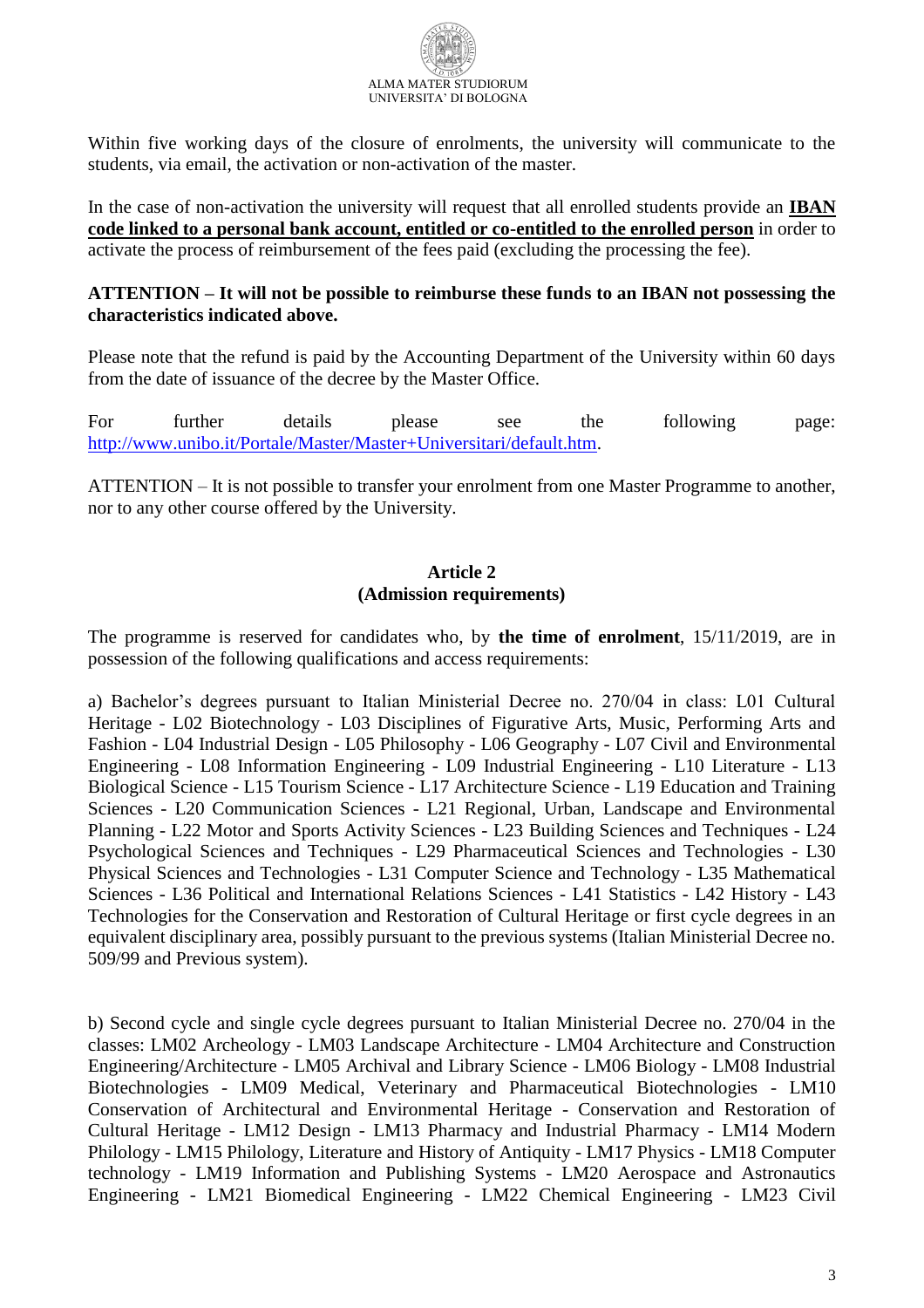Within five working days of the closure of enrolments, the university will communicate to the students, via email, the activation or non-activation of the master.

In the case of non-activation the university will request that all enrolled students provide an **IBAN code linked to a personal bank account, entitled or co-entitled to the enrolled person** in order to activate the process of reimbursement of the fees paid (excluding the processing the fee).

**ATTENTION – It will not be possible to reimburse these funds to an IBAN not possessing the characteristics indicated above.**

Please note that the refund is paid by the Accounting Department of the University within 60 days from the date of issuance of the decree by the Master Office.

For further details please see the following page: http://www.unibo.it/Portale/Master/Master+Universitari/default.htm.

ATTENTION – It is not possible to transfer your enrolment from one Master Programme to another, nor to any other course offered by the University.

## Article 2
## (Admission requirements)

The programme is reserved for candidates who, by **the time of enrolment**, 15/11/2019, are in possession of the following qualifications and access requirements:

a) Bachelor's degrees pursuant to Italian Ministerial Decree no. 270/04 in class: L01 Cultural Heritage - L02 Biotechnology - L03 Disciplines of Figurative Arts, Music, Performing Arts and Fashion - L04 Industrial Design - L05 Philosophy - L06 Geography - L07 Civil and Environmental Engineering - L08 Information Engineering - L09 Industrial Engineering - L10 Literature - L13 Biological Science - L15 Tourism Science - L17 Architecture Science - L19 Education and Training Sciences - L20 Communication Sciences - L21 Regional, Urban, Landscape and Environmental Planning - L22 Motor and Sports Activity Sciences - L23 Building Sciences and Techniques - L24 Psychological Sciences and Techniques - L29 Pharmaceutical Sciences and Technologies - L30 Physical Sciences and Technologies - L31 Computer Science and Technology - L35 Mathematical Sciences - L36 Political and International Relations Sciences - L41 Statistics - L42 History - L43 Technologies for the Conservation and Restoration of Cultural Heritage or first cycle degrees in an equivalent disciplinary area, possibly pursuant to the previous systems (Italian Ministerial Decree no. 509/99 and Previous system).

b) Second cycle and single cycle degrees pursuant to Italian Ministerial Decree no. 270/04 in the classes: LM02 Archeology - LM03 Landscape Architecture - LM04 Architecture and Construction Engineering/Architecture - LM05 Archival and Library Science - LM06 Biology - LM08 Industrial Biotechnologies - LM09 Medical, Veterinary and Pharmaceutical Biotechnologies - LM10 Conservation of Architectural and Environmental Heritage - Conservation and Restoration of Cultural Heritage - LM12 Design - LM13 Pharmacy and Industrial Pharmacy - LM14 Modern Philology - LM15 Philology, Literature and History of Antiquity - LM17 Physics - LM18 Computer technology - LM19 Information and Publishing Systems - LM20 Aerospace and Astronautics Engineering - LM21 Biomedical Engineering - LM22 Chemical Engineering - LM23 Civil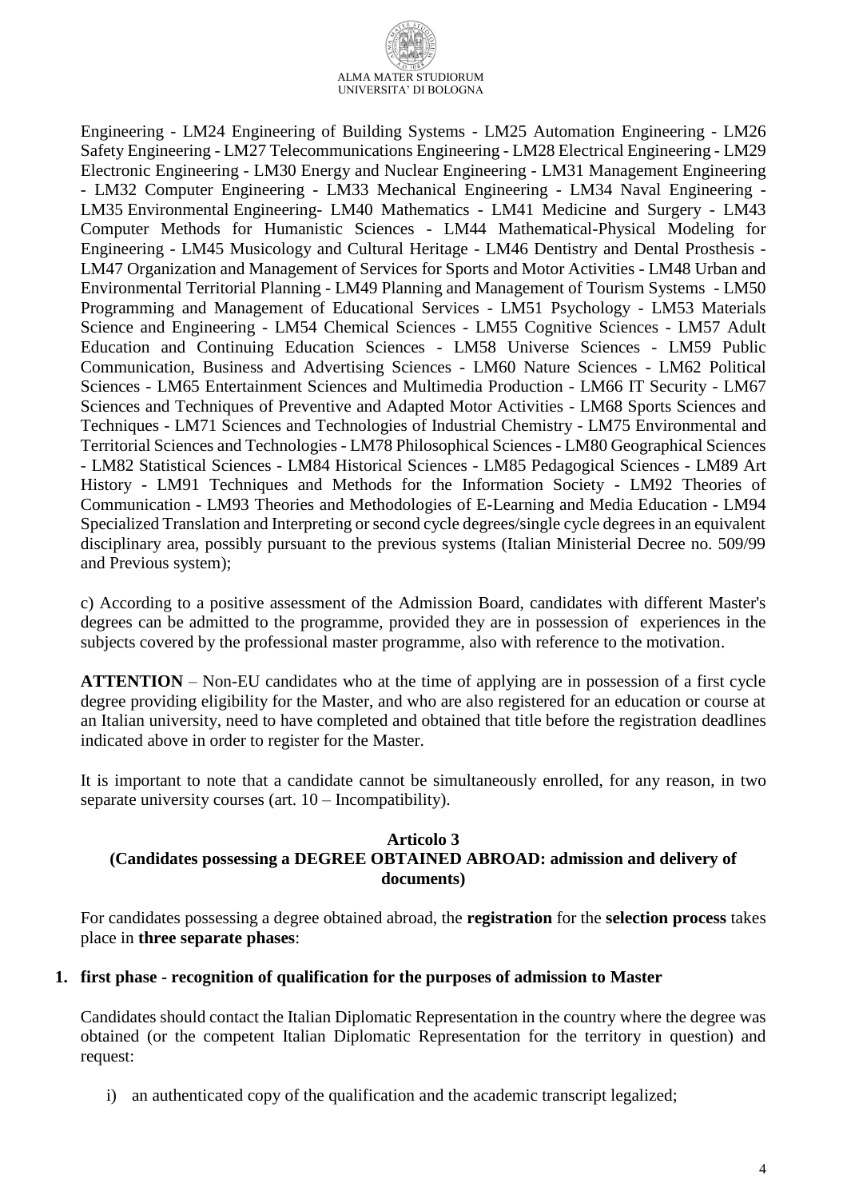Engineering - LM24 Engineering of Building Systems - LM25 Automation Engineering - LM26 Safety Engineering - LM27 Telecommunications Engineering - LM28 Electrical Engineering - LM29 Electronic Engineering - LM30 Energy and Nuclear Engineering - LM31 Management Engineering - LM32 Computer Engineering - LM33 Mechanical Engineering - LM34 Naval Engineering - LM35 Environmental Engineering- LM40 Mathematics - LM41 Medicine and Surgery - LM43 Computer Methods for Humanistic Sciences - LM44 Mathematical-Physical Modeling for Engineering - LM45 Musicology and Cultural Heritage - LM46 Dentistry and Dental Prosthesis - LM47 Organization and Management of Services for Sports and Motor Activities - LM48 Urban and Environmental Territorial Planning - LM49 Planning and Management of Tourism Systems - LM50 Programming and Management of Educational Services - LM51 Psychology - LM53 Materials Science and Engineering - LM54 Chemical Sciences - LM55 Cognitive Sciences - LM57 Adult Education and Continuing Education Sciences - LM58 Universe Sciences - LM59 Public Communication, Business and Advertising Sciences - LM60 Nature Sciences - LM62 Political Sciences - LM65 Entertainment Sciences and Multimedia Production - LM66 IT Security - LM67 Sciences and Techniques of Preventive and Adapted Motor Activities - LM68 Sports Sciences and Techniques - LM71 Sciences and Technologies of Industrial Chemistry - LM75 Environmental and Territorial Sciences and Technologies - LM78 Philosophical Sciences - LM80 Geographical Sciences - LM82 Statistical Sciences - LM84 Historical Sciences - LM85 Pedagogical Sciences - LM89 Art History - LM91 Techniques and Methods for the Information Society - LM92 Theories of Communication - LM93 Theories and Methodologies of E-Learning and Media Education - LM94 Specialized Translation and Interpreting or second cycle degrees/single cycle degrees in an equivalent disciplinary area, possibly pursuant to the previous systems (Italian Ministerial Decree no. 509/99 and Previous system);

c) According to a positive assessment of the Admission Board, candidates with different Master's degrees can be admitted to the programme, provided they are in possession of experiences in the subjects covered by the professional master programme, also with reference to the motivation.

**ATTENTION** – Non-EU candidates who at the time of applying are in possession of a first cycle degree providing eligibility for the Master, and who are also registered for an education or course at an Italian university, need to have completed and obtained that title before the registration deadlines indicated above in order to register for the Master.

It is important to note that a candidate cannot be simultaneously enrolled, for any reason, in two separate university courses (art. 10 – Incompatibility).

## Articolo 3
## (Candidates possessing a DEGREE OBTAINED ABROAD: admission and delivery of documents)

For candidates possessing a degree obtained abroad, the **registration** for the **selection process** takes place in **three separate phases**:

1. **first phase - recognition of qualification for the purposes of admission to Master**

   Candidates should contact the Italian Diplomatic Representation in the country where the degree was obtained (or the competent Italian Diplomatic Representation for the territory in question) and request:

   i) an authenticated copy of the qualification and the academic transcript legalized;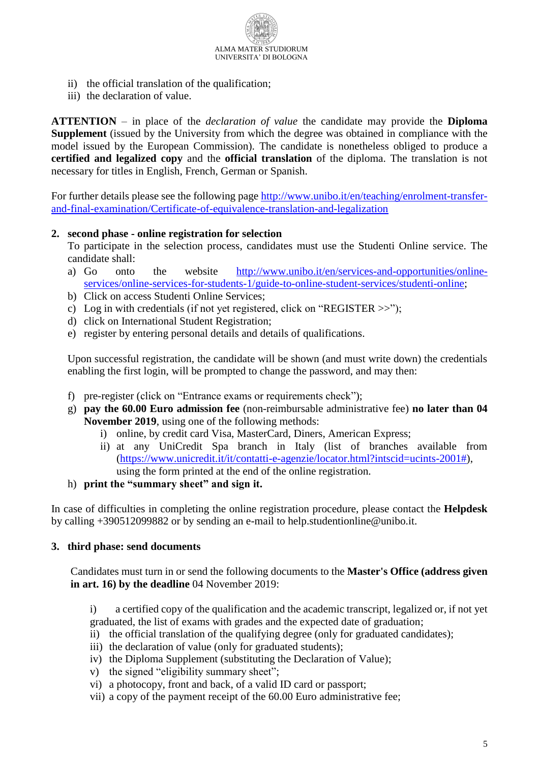ii) the official translation of the qualification;
iii) the declaration of value.

**ATTENTION** – in place of the *declaration of value* the candidate may provide the **Diploma Supplement** (issued by the University from which the degree was obtained in compliance with the model issued by the European Commission). The candidate is nonetheless obliged to produce a **certified and legalized copy** and the **official translation** of the diploma. The translation is not necessary for titles in English, French, German or Spanish.

For further details please see the following page [http://www.unibo.it/en/teaching/enrolment-transfer-and-final-examination/Certificate-of-equivalence-translation-and-legalization](http://www.unibo.it/en/teaching/enrolment-transfer-and-final-examination/Certificate-of-equivalence-translation-and-legalization)

2. **second phase - online registration for selection**

   To participate in the selection process, candidates must use the Studenti Online service. The candidate shall:

   a) Go onto the website [http://www.unibo.it/en/services-and-opportunities/online-services/online-services-for-students-1/guide-to-online-student-services/studenti-online](http://www.unibo.it/en/services-and-opportunities/online-services/online-services-for-students-1/guide-to-online-student-services/studenti-online);
   b) Click on access Studenti Online Services;
   c) Log in with credentials (if not yet registered, click on "REGISTER >>");
   d) click on International Student Registration;
   e) register by entering personal details and details of qualifications.

   Upon successful registration, the candidate will be shown (and must write down) the credentials enabling the first login, will be prompted to change the password, and may then:

   f) pre-register (click on "Entrance exams or requirements check");
   g) **pay the 60.00 Euro admission fee** (non-reimbursable administrative fee) **no later than 04 November 2019**, using one of the following methods:
      i) online, by credit card Visa, MasterCard, Diners, American Express;
      ii) at any UniCredit Spa branch in Italy (list of branches available from ([https://www.unicredit.it/it/contatti-e-agenzie/locator.html?intscid=ucints-2001#](https://www.unicredit.it/it/contatti-e-agenzie/locator.html?intscid=ucints-2001#)), using the form printed at the end of the online registration.
   h) **print the "summary sheet" and sign it.**

In case of difficulties in completing the online registration procedure, please contact the **Helpdesk** by calling +390512099882 or by sending an e-mail to help.studentionline@unibo.it.

3. **third phase: send documents**

   Candidates must turn in or send the following documents to the **Master's Office (address given in art. 16) by the deadline** 04 November 2019:

   i) a certified copy of the qualification and the academic transcript, legalized or, if not yet graduated, the list of exams with grades and the expected date of graduation;
   ii) the official translation of the qualifying degree (only for graduated candidates);
   iii) the declaration of value (only for graduated students);
   iv) the Diploma Supplement (substituting the Declaration of Value);
   v) the signed "eligibility summary sheet";
   vi) a photocopy, front and back, of a valid ID card or passport;
   vii) a copy of the payment receipt of the 60.00 Euro administrative fee;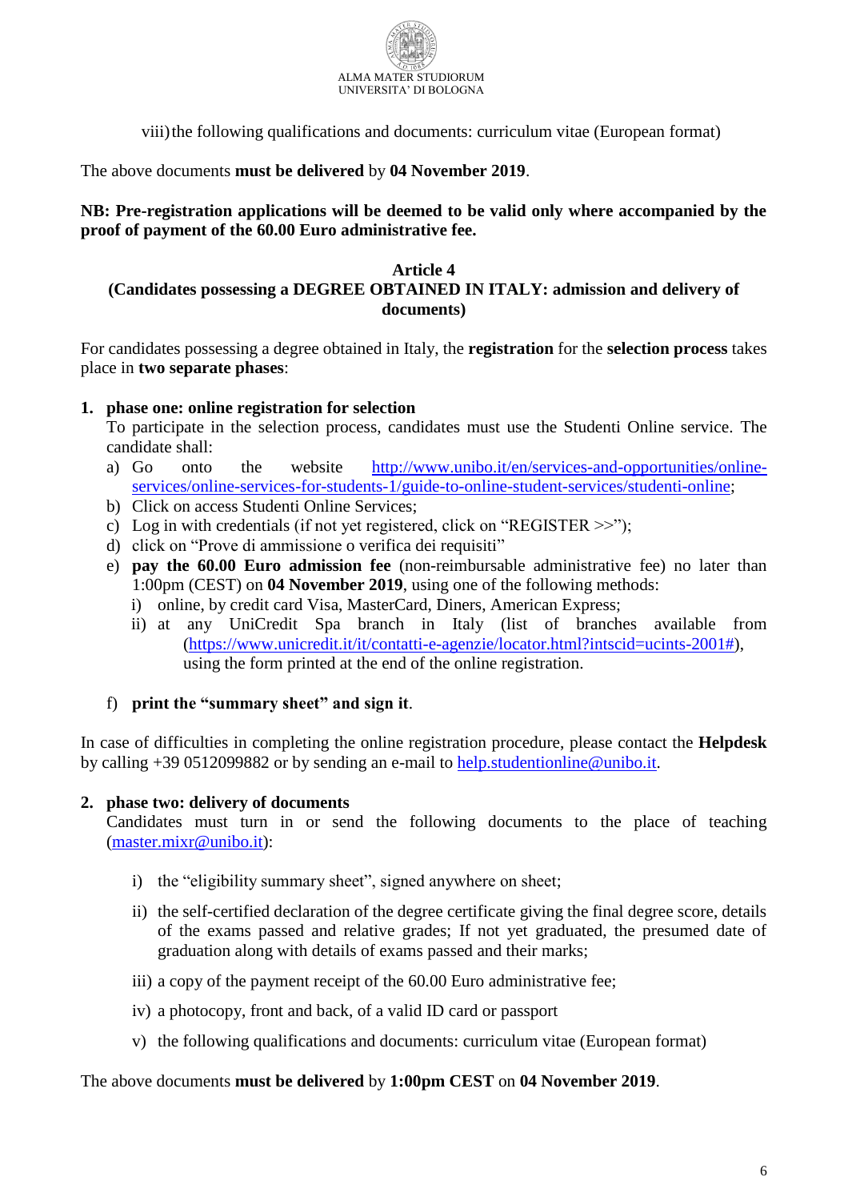viii) the following qualifications and documents: curriculum vitae (European format)

The above documents **must be delivered** by **04 November 2019**.

**NB: Pre-registration applications will be deemed to be valid only where accompanied by the proof of payment of the 60.00 Euro administrative fee.**

## Article 4
## (Candidates possessing a DEGREE OBTAINED IN ITALY: admission and delivery of documents)

For candidates possessing a degree obtained in Italy, the **registration** for the **selection process** takes place in **two separate phases**:

1. **phase one: online registration for selection**
   To participate in the selection process, candidates must use the Studenti Online service. The candidate shall:
   a) Go onto the website http://www.unibo.it/en/services-and-opportunities/online-services/online-services-for-students-1/guide-to-online-student-services/studenti-online;
   b) Click on access Studenti Online Services;
   c) Log in with credentials (if not yet registered, click on "REGISTER >>");
   d) click on "Prove di ammissione o verifica dei requisiti"
   e) **pay the 60.00 Euro admission fee** (non-reimbursable administrative fee) no later than 1:00pm (CEST) on **04 November 2019**, using one of the following methods:
      i) online, by credit card Visa, MasterCard, Diners, American Express;
      ii) at any UniCredit Spa branch in Italy (list of branches available from (https://www.unicredit.it/it/contatti-e-agenzie/locator.html?intscid=ucints-2001#), using the form printed at the end of the online registration.

   f) **print the "summary sheet" and sign it**.

In case of difficulties in completing the online registration procedure, please contact the **Helpdesk** by calling +39 0512099882 or by sending an e-mail to help.studentionline@unibo.it.

2. **phase two: delivery of documents**
   Candidates must turn in or send the following documents to the place of teaching (master.mixr@unibo.it):

   i) the "eligibility summary sheet", signed anywhere on sheet;

   ii) the self-certified declaration of the degree certificate giving the final degree score, details of the exams passed and relative grades; If not yet graduated, the presumed date of graduation along with details of exams passed and their marks;

   iii) a copy of the payment receipt of the 60.00 Euro administrative fee;

   iv) a photocopy, front and back, of a valid ID card or passport

   v) the following qualifications and documents: curriculum vitae (European format)

The above documents **must be delivered** by **1:00pm CEST** on **04 November 2019**.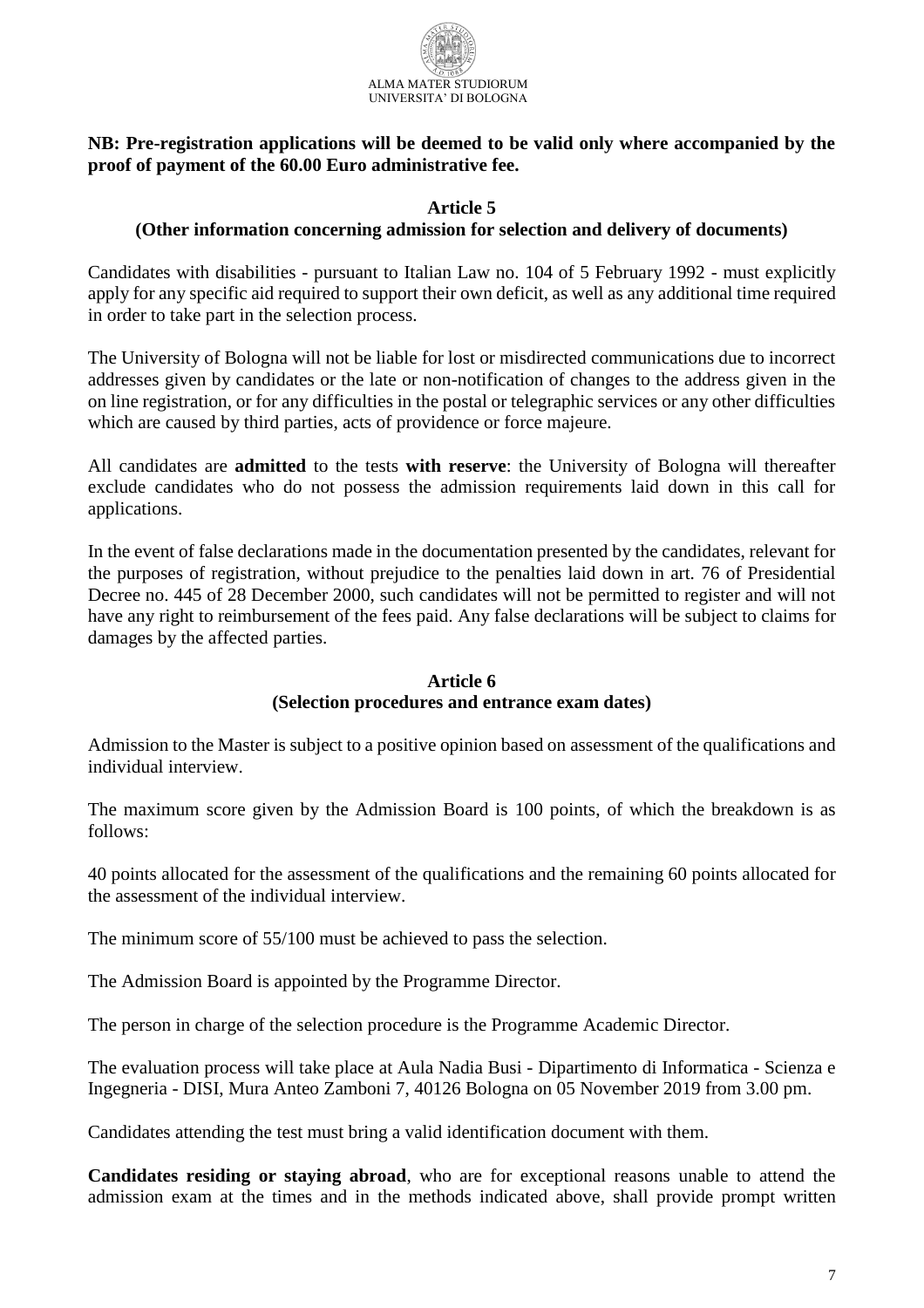**NB: Pre-registration applications will be deemed to be valid only where accompanied by the proof of payment of the 60.00 Euro administrative fee.**

## Article 5
### (Other information concerning admission for selection and delivery of documents)

Candidates with disabilities - pursuant to Italian Law no. 104 of 5 February 1992 - must explicitly apply for any specific aid required to support their own deficit, as well as any additional time required in order to take part in the selection process.

The University of Bologna will not be liable for lost or misdirected communications due to incorrect addresses given by candidates or the late or non-notification of changes to the address given in the on line registration, or for any difficulties in the postal or telegraphic services or any other difficulties which are caused by third parties, acts of providence or force majeure.

All candidates are **admitted** to the tests **with reserve**: the University of Bologna will thereafter exclude candidates who do not possess the admission requirements laid down in this call for applications.

In the event of false declarations made in the documentation presented by the candidates, relevant for the purposes of registration, without prejudice to the penalties laid down in art. 76 of Presidential Decree no. 445 of 28 December 2000, such candidates will not be permitted to register and will not have any right to reimbursement of the fees paid. Any false declarations will be subject to claims for damages by the affected parties.

## Article 6
### (Selection procedures and entrance exam dates)

Admission to the Master is subject to a positive opinion based on assessment of the qualifications and individual interview.

The maximum score given by the Admission Board is 100 points, of which the breakdown is as follows:

40 points allocated for the assessment of the qualifications and the remaining 60 points allocated for the assessment of the individual interview.

The minimum score of 55/100 must be achieved to pass the selection.

The Admission Board is appointed by the Programme Director.

The person in charge of the selection procedure is the Programme Academic Director.

The evaluation process will take place at Aula Nadia Busi - Dipartimento di Informatica - Scienza e Ingegneria - DISI, Mura Anteo Zamboni 7, 40126 Bologna on 05 November 2019 from 3.00 pm.

Candidates attending the test must bring a valid identification document with them.

**Candidates residing or staying abroad**, who are for exceptional reasons unable to attend the admission exam at the times and in the methods indicated above, shall provide prompt written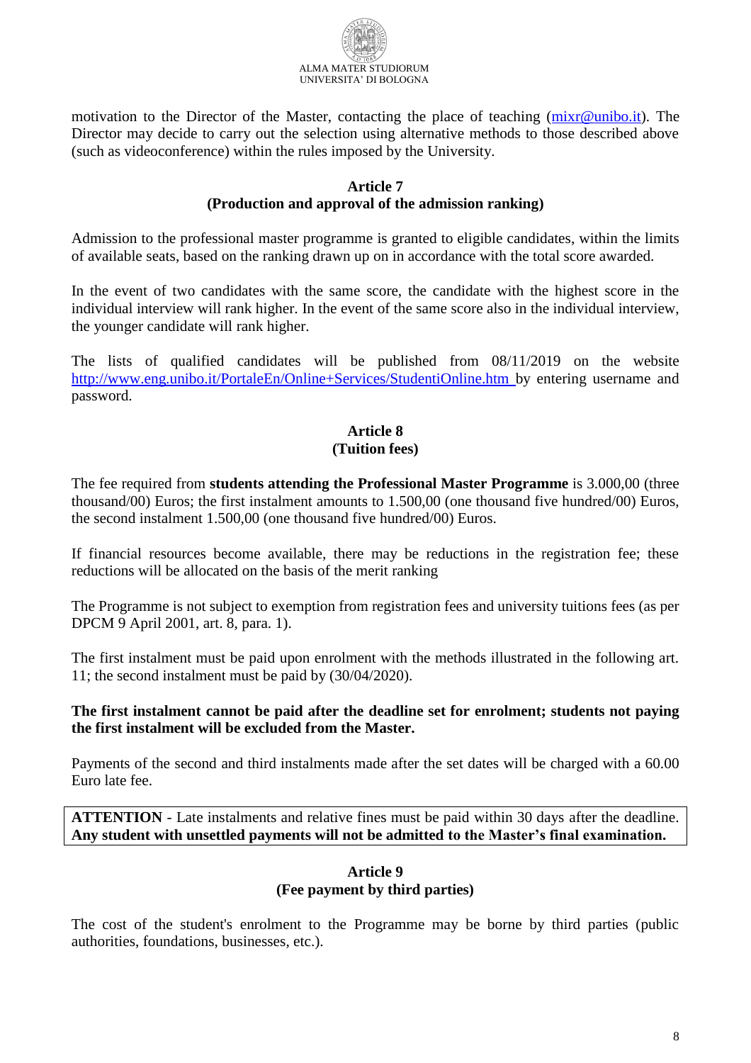motivation to the Director of the Master, contacting the place of teaching (mixr@unibo.it). The Director may decide to carry out the selection using alternative methods to those described above (such as videoconference) within the rules imposed by the University.

## Article 7
## (Production and approval of the admission ranking)

Admission to the professional master programme is granted to eligible candidates, within the limits of available seats, based on the ranking drawn up on in accordance with the total score awarded.

In the event of two candidates with the same score, the candidate with the highest score in the individual interview will rank higher. In the event of the same score also in the individual interview, the younger candidate will rank higher.

The lists of qualified candidates will be published from 08/11/2019 on the website http://www.eng.unibo.it/PortaleEn/Online+Services/StudentiOnline.htm by entering username and password.

## Article 8
## (Tuition fees)

The fee required from **students attending the Professional Master Programme** is 3.000,00 (three thousand/00) Euros; the first instalment amounts to 1.500,00 (one thousand five hundred/00) Euros, the second instalment 1.500,00 (one thousand five hundred/00) Euros.

If financial resources become available, there may be reductions in the registration fee; these reductions will be allocated on the basis of the merit ranking

The Programme is not subject to exemption from registration fees and university tuitions fees (as per DPCM 9 April 2001, art. 8, para. 1).

The first instalment must be paid upon enrolment with the methods illustrated in the following art. 11; the second instalment must be paid by (30/04/2020).

**The first instalment cannot be paid after the deadline set for enrolment; students not paying the first instalment will be excluded from the Master.**

Payments of the second and third instalments made after the set dates will be charged with a 60.00 Euro late fee.

**ATTENTION** - Late instalments and relative fines must be paid within 30 days after the deadline. **Any student with unsettled payments will not be admitted to the Master's final examination.**

## Article 9
## (Fee payment by third parties)

The cost of the student's enrolment to the Programme may be borne by third parties (public authorities, foundations, businesses, etc.).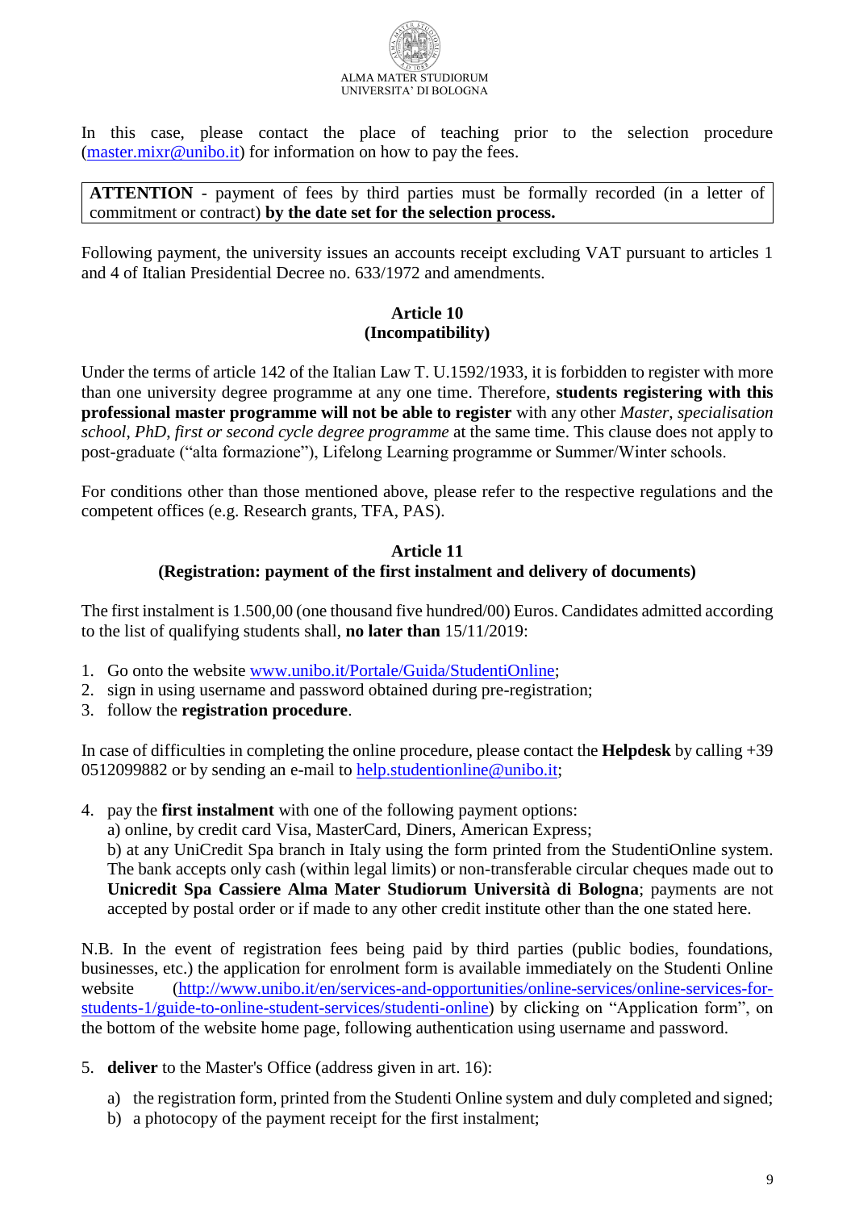In this case, please contact the place of teaching prior to the selection procedure (master.mixr@unibo.it) for information on how to pay the fees.

**ATTENTION** - payment of fees by third parties must be formally recorded (in a letter of commitment or contract) **by the date set for the selection process.**

Following payment, the university issues an accounts receipt excluding VAT pursuant to articles 1 and 4 of Italian Presidential Decree no. 633/1972 and amendments.

## Article 10
## (Incompatibility)

Under the terms of article 142 of the Italian Law T. U.1592/1933, it is forbidden to register with more than one university degree programme at any one time. Therefore, **students registering with this professional master programme will not be able to register** with any other *Master*, *specialisation school*, *PhD*, *first or second cycle degree programme* at the same time. This clause does not apply to post-graduate ("alta formazione"), Lifelong Learning programme or Summer/Winter schools.

For conditions other than those mentioned above, please refer to the respective regulations and the competent offices (e.g. Research grants, TFA, PAS).

## Article 11
## (Registration: payment of the first instalment and delivery of documents)

The first instalment is 1.500,00 (one thousand five hundred/00) Euros. Candidates admitted according to the list of qualifying students shall, **no later than** 15/11/2019:

1. Go onto the website www.unibo.it/Portale/Guida/StudentiOnline;
2. sign in using username and password obtained during pre-registration;
3. follow the **registration procedure**.

In case of difficulties in completing the online procedure, please contact the **Helpdesk** by calling +39 0512099882 or by sending an e-mail to help.studentionline@unibo.it;

4. pay the **first instalment** with one of the following payment options:
   a) online, by credit card Visa, MasterCard, Diners, American Express;
   b) at any UniCredit Spa branch in Italy using the form printed from the StudentiOnline system. The bank accepts only cash (within legal limits) or non-transferable circular cheques made out to **Unicredit Spa Cassiere Alma Mater Studiorum Università di Bologna**; payments are not accepted by postal order or if made to any other credit institute other than the one stated here.

N.B. In the event of registration fees being paid by third parties (public bodies, foundations, businesses, etc.) the application for enrolment form is available immediately on the Studenti Online website (http://www.unibo.it/en/services-and-opportunities/online-services/online-services-for-students-1/guide-to-online-student-services/studenti-online) by clicking on "Application form", on the bottom of the website home page, following authentication using username and password.

5. **deliver** to the Master's Office (address given in art. 16):
   a) the registration form, printed from the Studenti Online system and duly completed and signed;
   b) a photocopy of the payment receipt for the first instalment;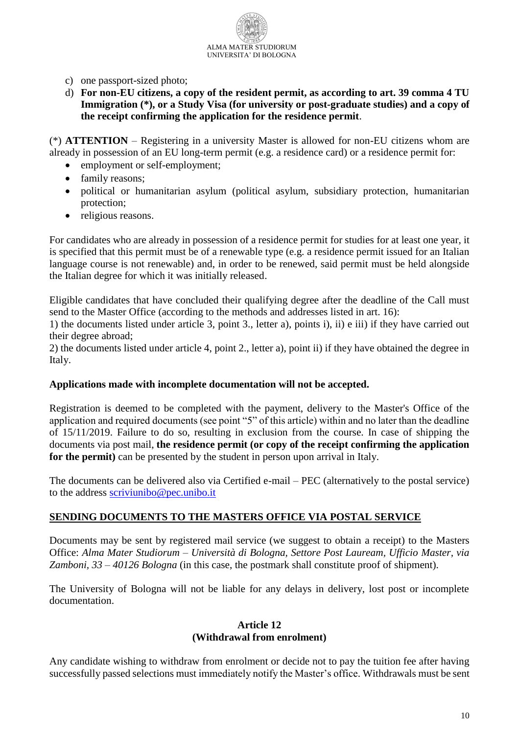c) one passport-sized photo;
d) **For non-EU citizens, a copy of the resident permit, as according to art. 39 comma 4 TU Immigration (*), or a Study Visa (for university or post-graduate studies) and a copy of the receipt confirming the application for the residence permit**.

(*) **ATTENTION** – Registering in a university Master is allowed for non-EU citizens whom are already in possession of an EU long-term permit (e.g. a residence card) or a residence permit for:

- employment or self-employment;
- family reasons;
- political or humanitarian asylum (political asylum, subsidiary protection, humanitarian protection;
- religious reasons.

For candidates who are already in possession of a residence permit for studies for at least one year, it is specified that this permit must be of a renewable type (e.g. a residence permit issued for an Italian language course is not renewable) and, in order to be renewed, said permit must be held alongside the Italian degree for which it was initially released.

Eligible candidates that have concluded their qualifying degree after the deadline of the Call must send to the Master Office (according to the methods and addresses listed in art. 16):
1) the documents listed under article 3, point 3., letter a), points i), ii) e iii) if they have carried out their degree abroad;
2) the documents listed under article 4, point 2., letter a), point ii) if they have obtained the degree in Italy.

**Applications made with incomplete documentation will not be accepted.**

Registration is deemed to be completed with the payment, delivery to the Master's Office of the application and required documents (see point "5" of this article) within and no later than the deadline of 15/11/2019. Failure to do so, resulting in exclusion from the course. In case of shipping the documents via post mail, **the residence permit (or copy of the receipt confirming the application for the permit)** can be presented by the student in person upon arrival in Italy.

The documents can be delivered also via Certified e-mail – PEC (alternatively to the postal service) to the address scriviunibo@pec.unibo.it

**<u>SENDING DOCUMENTS TO THE MASTERS OFFICE VIA POSTAL SERVICE</u>**

Documents may be sent by registered mail service (we suggest to obtain a receipt) to the Masters Office: *Alma Mater Studiorum – Università di Bologna, Settore Post Lauream, Ufficio Master, via Zamboni, 33 – 40126 Bologna* (in this case, the postmark shall constitute proof of shipment).

The University of Bologna will not be liable for any delays in delivery, lost post or incomplete documentation.

## Article 12
## (Withdrawal from enrolment)

Any candidate wishing to withdraw from enrolment or decide not to pay the tuition fee after having successfully passed selections must immediately notify the Master's office. Withdrawals must be sent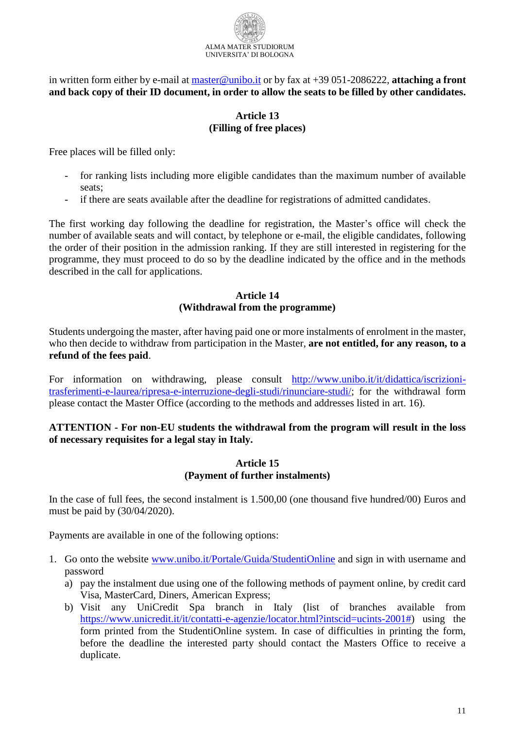in written form either by e-mail at master@unibo.it or by fax at +39 051-2086222, **attaching a front and back copy of their ID document, in order to allow the seats to be filled by other candidates.**

### Article 13
### (Filling of free places)

Free places will be filled only:

- for ranking lists including more eligible candidates than the maximum number of available seats;
- if there are seats available after the deadline for registrations of admitted candidates.

The first working day following the deadline for registration, the Master's office will check the number of available seats and will contact, by telephone or e-mail, the eligible candidates, following the order of their position in the admission ranking. If they are still interested in registering for the programme, they must proceed to do so by the deadline indicated by the office and in the methods described in the call for applications.

### Article 14
### (Withdrawal from the programme)

Students undergoing the master, after having paid one or more instalments of enrolment in the master, who then decide to withdraw from participation in the Master, **are not entitled, for any reason, to a refund of the fees paid**.

For information on withdrawing, please consult http://www.unibo.it/it/didattica/iscrizioni-trasferimenti-e-laurea/ripresa-e-interruzione-degli-studi/rinunciare-studi/; for the withdrawal form please contact the Master Office (according to the methods and addresses listed in art. 16).

**ATTENTION - For non-EU students the withdrawal from the program will result in the loss of necessary requisites for a legal stay in Italy.**

### Article 15
### (Payment of further instalments)

In the case of full fees, the second instalment is 1.500,00 (one thousand five hundred/00) Euros and must be paid by (30/04/2020).

Payments are available in one of the following options:

1. Go onto the website www.unibo.it/Portale/Guida/StudentiOnline and sign in with username and password
   a) pay the instalment due using one of the following methods of payment online, by credit card Visa, MasterCard, Diners, American Express;
   b) Visit any UniCredit Spa branch in Italy (list of branches available from https://www.unicredit.it/it/contatti-e-agenzie/locator.html?intscid=ucints-2001#) using the form printed from the StudentiOnline system. In case of difficulties in printing the form, before the deadline the interested party should contact the Masters Office to receive a duplicate.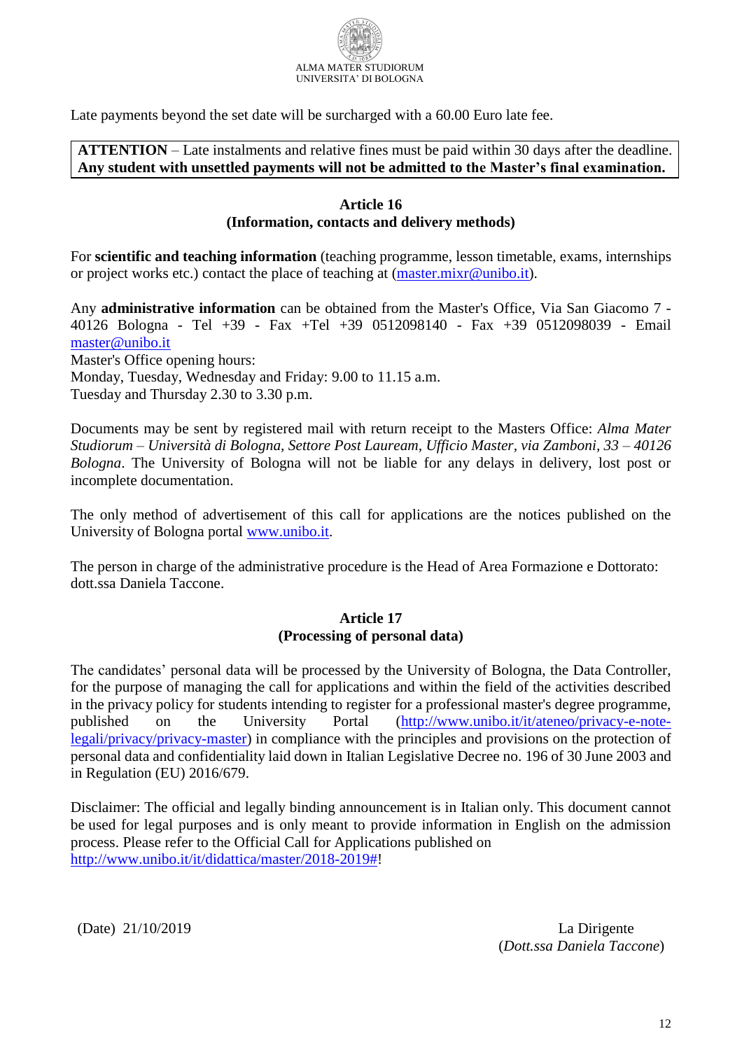Late payments beyond the set date will be surcharged with a 60.00 Euro late fee.

**ATTENTION** – Late instalments and relative fines must be paid within 30 days after the deadline. **Any student with unsettled payments will not be admitted to the Master's final examination.**

## Article 16
## (Information, contacts and delivery methods)

For **scientific and teaching information** (teaching programme, lesson timetable, exams, internships or project works etc.) contact the place of teaching at (master.mixr@unibo.it).

Any **administrative information** can be obtained from the Master's Office, Via San Giacomo 7 - 40126 Bologna - Tel +39 - Fax +Tel +39 0512098140 - Fax +39 0512098039 - Email master@unibo.it
Master's Office opening hours:
Monday, Tuesday, Wednesday and Friday: 9.00 to 11.15 a.m.
Tuesday and Thursday 2.30 to 3.30 p.m.

Documents may be sent by registered mail with return receipt to the Masters Office: *Alma Mater Studiorum – Università di Bologna, Settore Post Lauream, Ufficio Master, via Zamboni, 33 – 40126 Bologna*. The University of Bologna will not be liable for any delays in delivery, lost post or incomplete documentation.

The only method of advertisement of this call for applications are the notices published on the University of Bologna portal www.unibo.it.

The person in charge of the administrative procedure is the Head of Area Formazione e Dottorato: dott.ssa Daniela Taccone.

## Article 17
## (Processing of personal data)

The candidates' personal data will be processed by the University of Bologna, the Data Controller, for the purpose of managing the call for applications and within the field of the activities described in the privacy policy for students intending to register for a professional master's degree programme, published on the University Portal (http://www.unibo.it/it/ateneo/privacy-e-note-legali/privacy/privacy-master) in compliance with the principles and provisions on the protection of personal data and confidentiality laid down in Italian Legislative Decree no. 196 of 30 June 2003 and in Regulation (EU) 2016/679.

Disclaimer: The official and legally binding announcement is in Italian only. This document cannot be used for legal purposes and is only meant to provide information in English on the admission process. Please refer to the Official Call for Applications published on http://www.unibo.it/it/didattica/master/2018-2019#!

(Date) 21/10/2019

La Dirigente
(*Dott.ssa Daniela Taccone*)